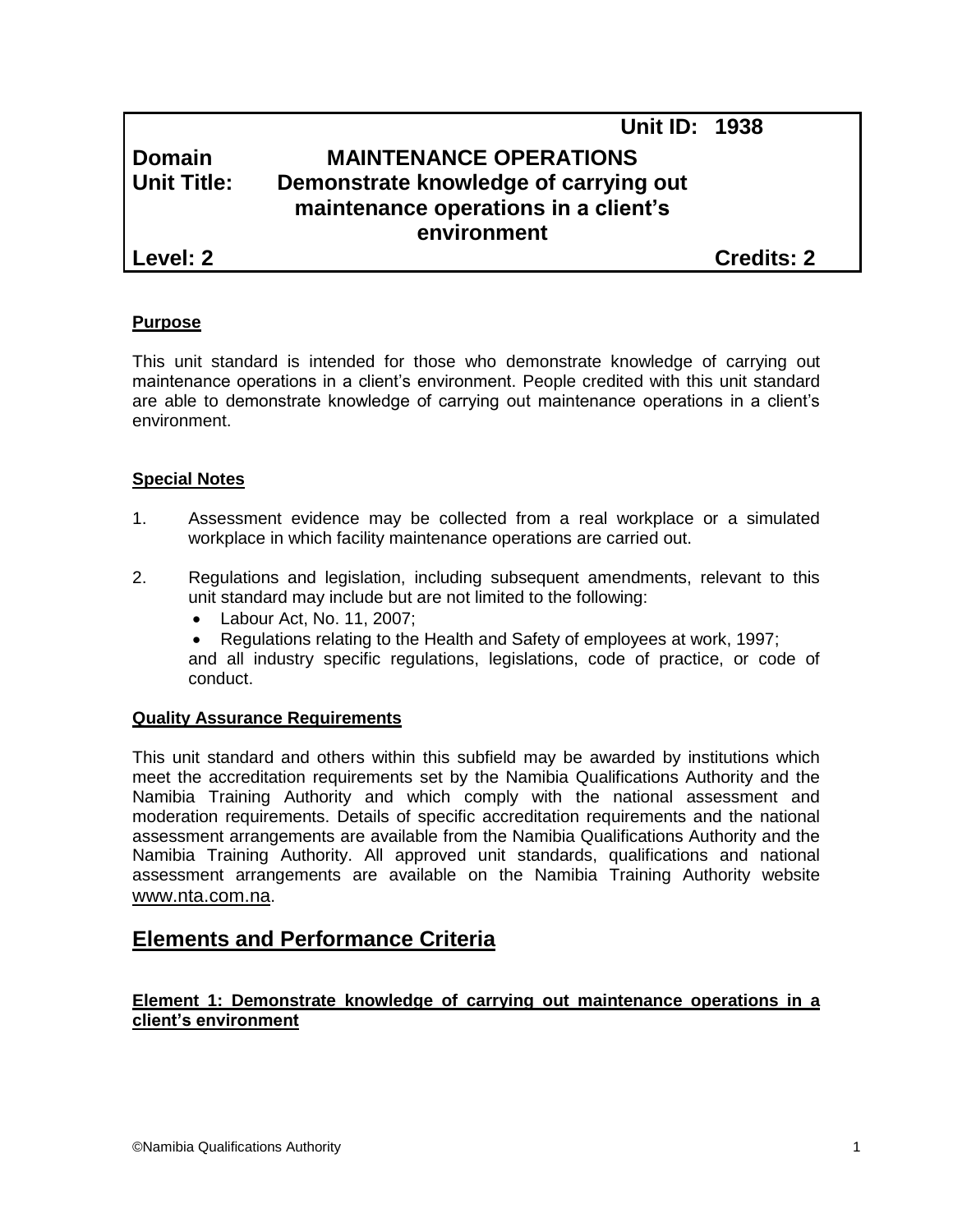**Unit ID: 1938**

**Domain** **MAINTENANCE OPERATIONS**

**Unit Title:** **Demonstrate knowledge of carrying out maintenance operations in a client's environment**

**Level: 2** **Credits: 2**

**Purpose**

This unit standard is intended for those who demonstrate knowledge of carrying out maintenance operations in a client's environment. People credited with this unit standard are able to demonstrate knowledge of carrying out maintenance operations in a client's environment.

**Special Notes**

1. Assessment evidence may be collected from a real workplace or a simulated workplace in which facility maintenance operations are carried out.

2. Regulations and legislation, including subsequent amendments, relevant to this unit standard may include but are not limited to the following:
   - Labour Act, No. 11, 2007;
   - Regulations relating to the Health and Safety of employees at work, 1997;

   and all industry specific regulations, legislations, code of practice, or code of conduct.

**Quality Assurance Requirements**

This unit standard and others within this subfield may be awarded by institutions which meet the accreditation requirements set by the Namibia Qualifications Authority and the Namibia Training Authority and which comply with the national assessment and moderation requirements. Details of specific accreditation requirements and the national assessment arrangements are available from the Namibia Qualifications Authority and the Namibia Training Authority. All approved unit standards, qualifications and national assessment arrangements are available on the Namibia Training Authority website www.nta.com.na.

## Elements and Performance Criteria

**Element 1: Demonstrate knowledge of carrying out maintenance operations in a client's environment**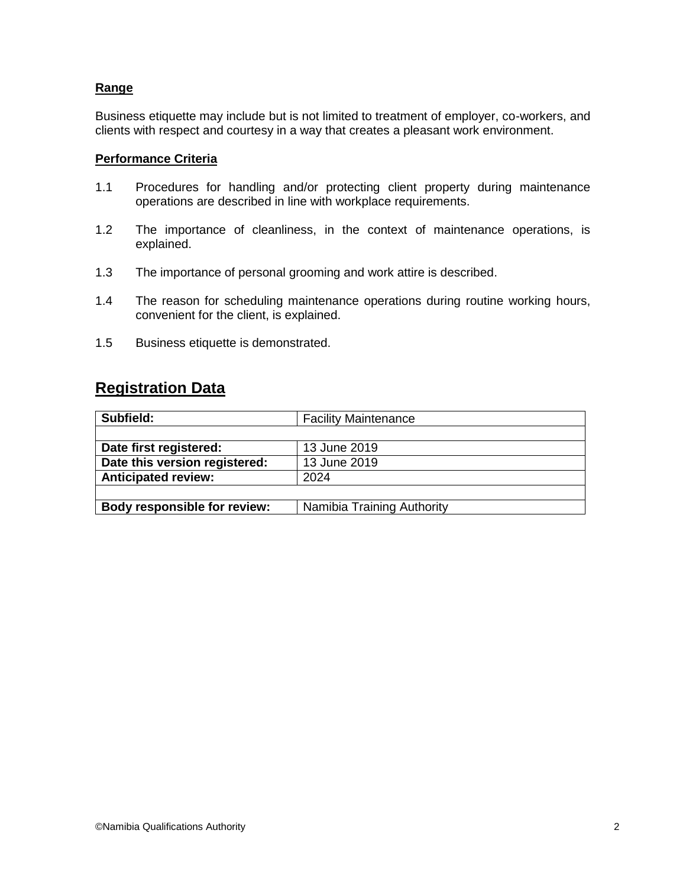**Range**

Business etiquette may include but is not limited to treatment of employer, co-workers, and clients with respect and courtesy in a way that creates a pleasant work environment.

**Performance Criteria**

1.1 Procedures for handling and/or protecting client property during maintenance operations are described in line with workplace requirements.

1.2 The importance of cleanliness, in the context of maintenance operations, is explained.

1.3 The importance of personal grooming and work attire is described.

1.4 The reason for scheduling maintenance operations during routine working hours, convenient for the client, is explained.

1.5 Business etiquette is demonstrated.

## Registration Data

| | |
|---|---|
| **Subfield:** | Facility Maintenance |
| | |
| **Date first registered:** | 13 June 2019 |
| **Date this version registered:** | 13 June 2019 |
| **Anticipated review:** | 2024 |
| | |
| **Body responsible for review:** | Namibia Training Authority |